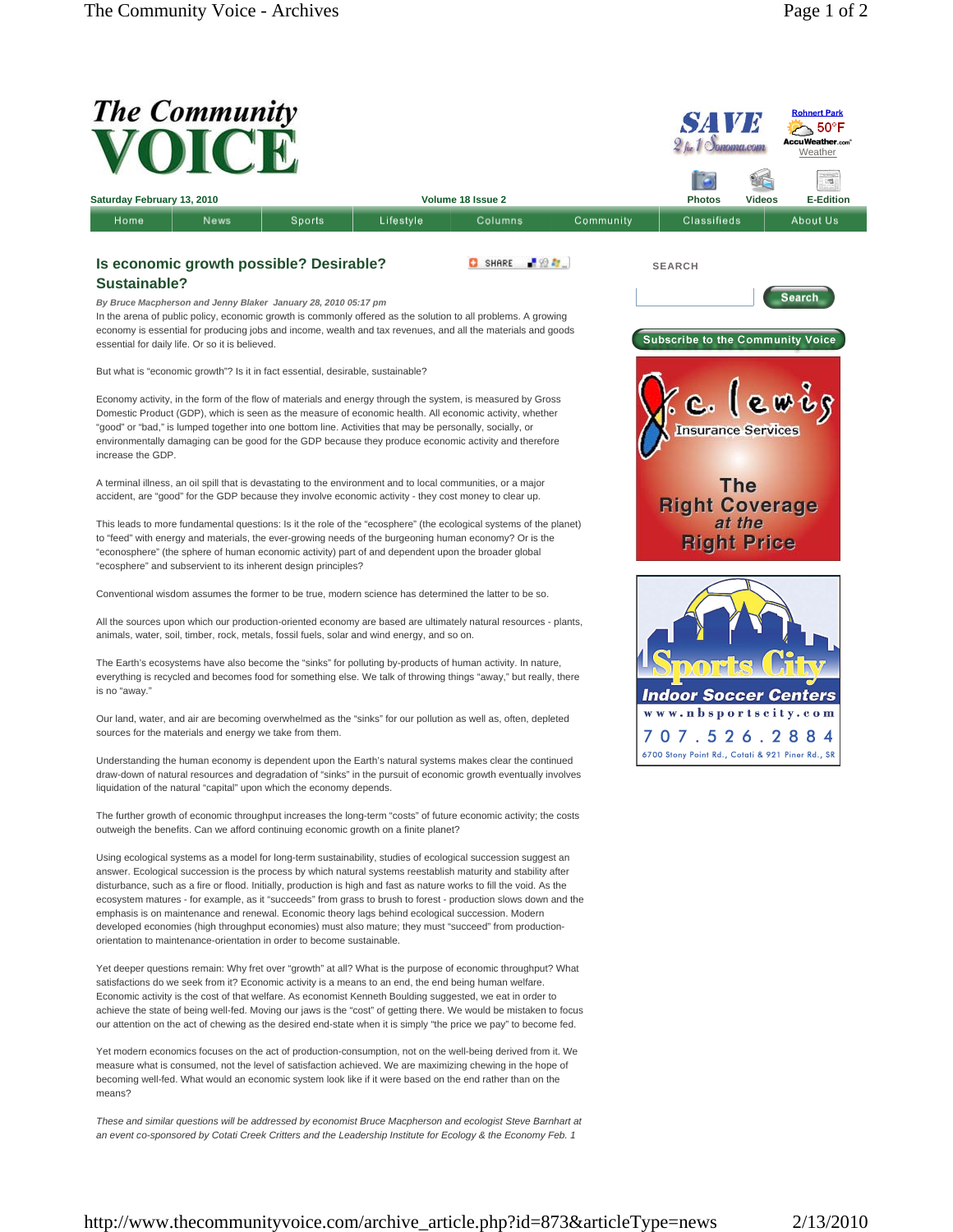# Is economic growth possible? Desirable? Sustainable?

*By Bruce Macpherson and Jenny Blaker January 28, 2010 05:17 pm*

In the arena of public policy, economic growth is commonly offered as the solution to all problems. A growing economy is essential for producing jobs and income, wealth and tax revenues, and all the materials and goods essential for daily life. Or so it is believed.

But what is "economic growth"? Is it in fact essential, desirable, sustainable?

Economy activity, in the form of the flow of materials and energy through the system, is measured by Gross Domestic Product (GDP), which is seen as the measure of economic health. All economic activity, whether "good" or "bad," is lumped together into one bottom line. Activities that may be personally, socially, or environmentally damaging can be good for the GDP because they produce economic activity and therefore increase the GDP.

A terminal illness, an oil spill that is devastating to the environment and to local communities, or a major accident, are "good" for the GDP because they involve economic activity - they cost money to clear up.

This leads to more fundamental questions: Is it the role of the "ecosphere" (the ecological systems of the planet) to "feed" with energy and materials, the ever-growing needs of the burgeoning human economy? Or is the "econosphere" (the sphere of human economic activity) part of and dependent upon the broader global "ecosphere" and subservient to its inherent design principles?

Conventional wisdom assumes the former to be true, modern science has determined the latter to be so.

All the sources upon which our production-oriented economy are based are ultimately natural resources - plants, animals, water, soil, timber, rock, metals, fossil fuels, solar and wind energy, and so on.

The Earth's ecosystems have also become the "sinks" for polluting by-products of human activity. In nature, everything is recycled and becomes food for something else. We talk of throwing things "away," but really, there is no "away."

Our land, water, and air are becoming overwhelmed as the "sinks" for our pollution as well as, often, depleted sources for the materials and energy we take from them.

Understanding the human economy is dependent upon the Earth's natural systems makes clear the continued draw-down of natural resources and degradation of "sinks" in the pursuit of economic growth eventually involves liquidation of the natural "capital" upon which the economy depends.

The further growth of economic throughput increases the long-term "costs" of future economic activity; the costs outweigh the benefits. Can we afford continuing economic growth on a finite planet?

Using ecological systems as a model for long-term sustainability, studies of ecological succession suggest an answer. Ecological succession is the process by which natural systems reestablish maturity and stability after disturbance, such as a fire or flood. Initially, production is high and fast as nature works to fill the void. As the ecosystem matures - for example, as it "succeeds" from grass to brush to forest - production slows down and the emphasis is on maintenance and renewal. Economic theory lags behind ecological succession. Modern developed economies (high throughput economies) must also mature; they must "succeed" from production-orientation to maintenance-orientation in order to become sustainable.

Yet deeper questions remain: Why fret over "growth" at all? What is the purpose of economic throughput? What satisfactions do we seek from it? Economic activity is a means to an end, the end being human welfare. Economic activity is the cost of that welfare. As economist Kenneth Boulding suggested, we eat in order to achieve the state of being well-fed. Moving our jaws is the "cost" of getting there. We would be mistaken to focus our attention on the act of chewing as the desired end-state when it is simply "the price we pay" to become fed.

Yet modern economics focuses on the act of production-consumption, not on the well-being derived from it. We measure what is consumed, not the level of satisfaction achieved. We are maximizing chewing in the hope of becoming well-fed. What would an economic system look like if it were based on the end rather than on the means?

*These and similar questions will be addressed by economist Bruce Macpherson and ecologist Steve Barnhart at an event co-sponsored by Cotati Creek Critters and the Leadership Institute for Ecology & the Economy Feb. 1*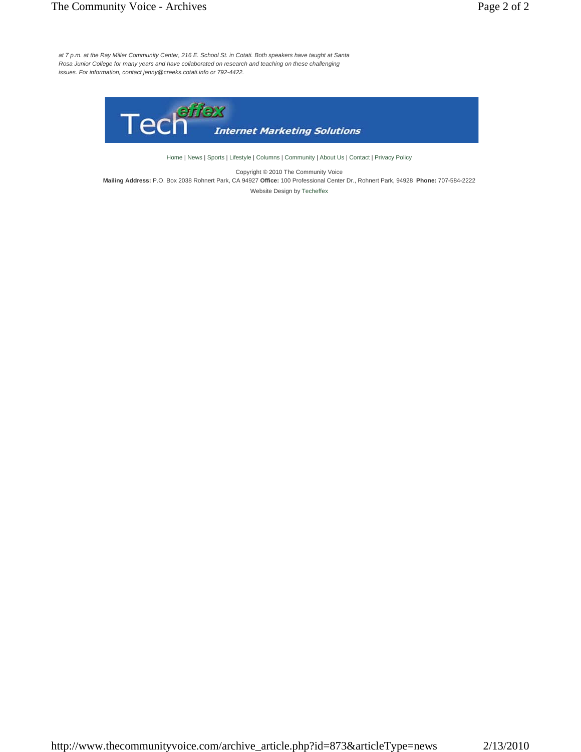*at 7 p.m. at the Ray Miller Community Center, 216 E. School St. in Cotati. Both speakers have taught at Santa Rosa Junior College for many years and have collaborated on research and teaching on these challenging issues. For information, contact jenny@creeks.cotati.info or 792-4422.*

Techeffex Internet Marketing Solutions

Home | News | Sports | Lifestyle | Columns | Community | About Us | Contact | Privacy Policy

Copyright © 2010 The Community Voice

**Mailing Address:** P.O. Box 2038 Rohnert Park, CA 94927 **Office:** 100 Professional Center Dr., Rohnert Park, 94928 **Phone:** 707-584-2222

Website Design by Techeffex